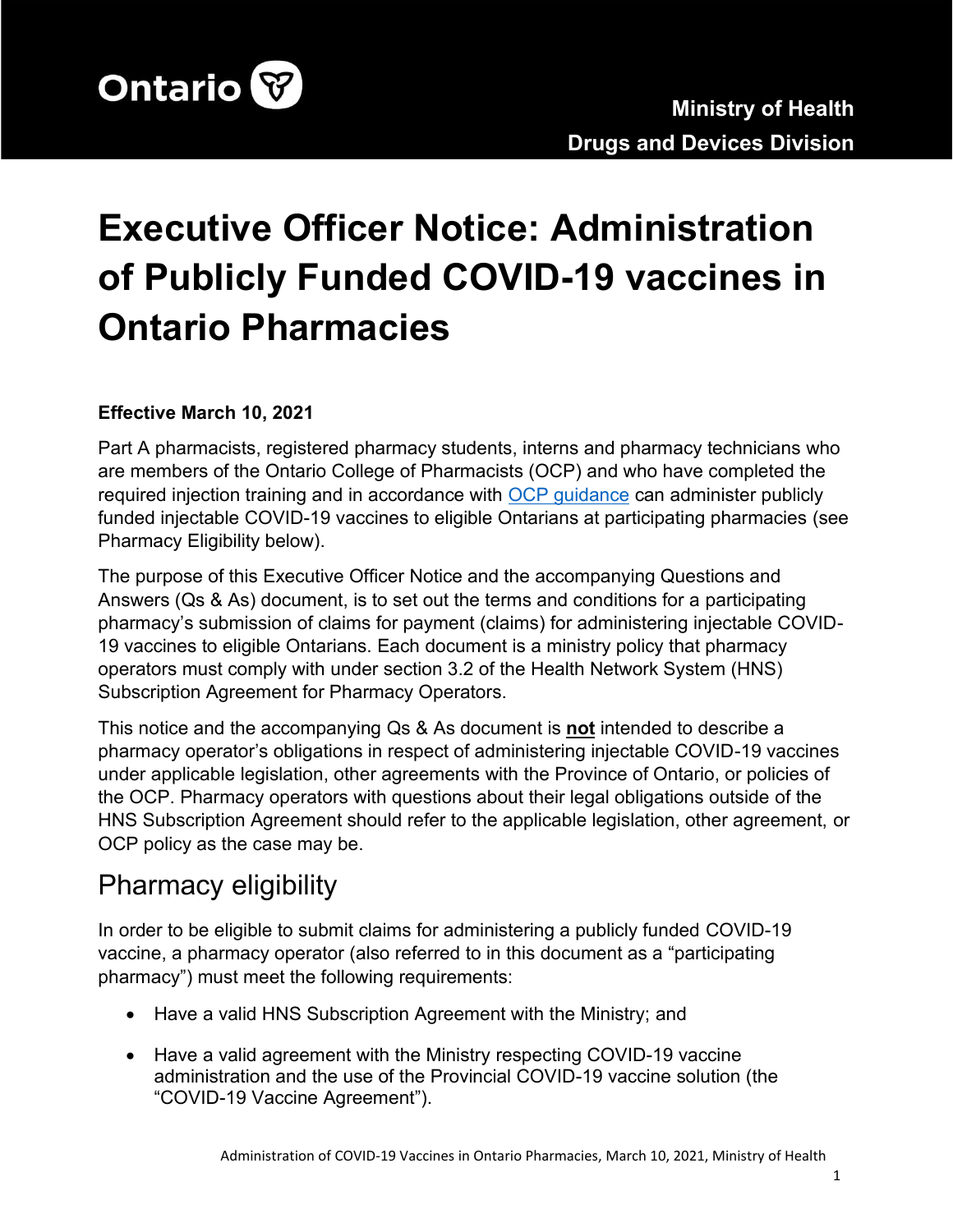Ministry of Health

Drugs and Devices Division

# Executive Officer Notice: Administration of Publicly Funded COVID-19 vaccines in Ontario Pharmacies

**Effective March 10, 2021**

Part A pharmacists, registered pharmacy students, interns and pharmacy technicians who are members of the Ontario College of Pharmacists (OCP) and who have completed the required injection training and in accordance with OCP guidance can administer publicly funded injectable COVID-19 vaccines to eligible Ontarians at participating pharmacies (see Pharmacy Eligibility below).

The purpose of this Executive Officer Notice and the accompanying Questions and Answers (Qs & As) document, is to set out the terms and conditions for a participating pharmacy's submission of claims for payment (claims) for administering injectable COVID-19 vaccines to eligible Ontarians. Each document is a ministry policy that pharmacy operators must comply with under section 3.2 of the Health Network System (HNS) Subscription Agreement for Pharmacy Operators.

This notice and the accompanying Qs & As document is **not** intended to describe a pharmacy operator's obligations in respect of administering injectable COVID-19 vaccines under applicable legislation, other agreements with the Province of Ontario, or policies of the OCP. Pharmacy operators with questions about their legal obligations outside of the HNS Subscription Agreement should refer to the applicable legislation, other agreement, or OCP policy as the case may be.

## Pharmacy eligibility

In order to be eligible to submit claims for administering a publicly funded COVID-19 vaccine, a pharmacy operator (also referred to in this document as a "participating pharmacy") must meet the following requirements:

- Have a valid HNS Subscription Agreement with the Ministry; and
- Have a valid agreement with the Ministry respecting COVID-19 vaccine administration and the use of the Provincial COVID-19 vaccine solution (the "COVID-19 Vaccine Agreement").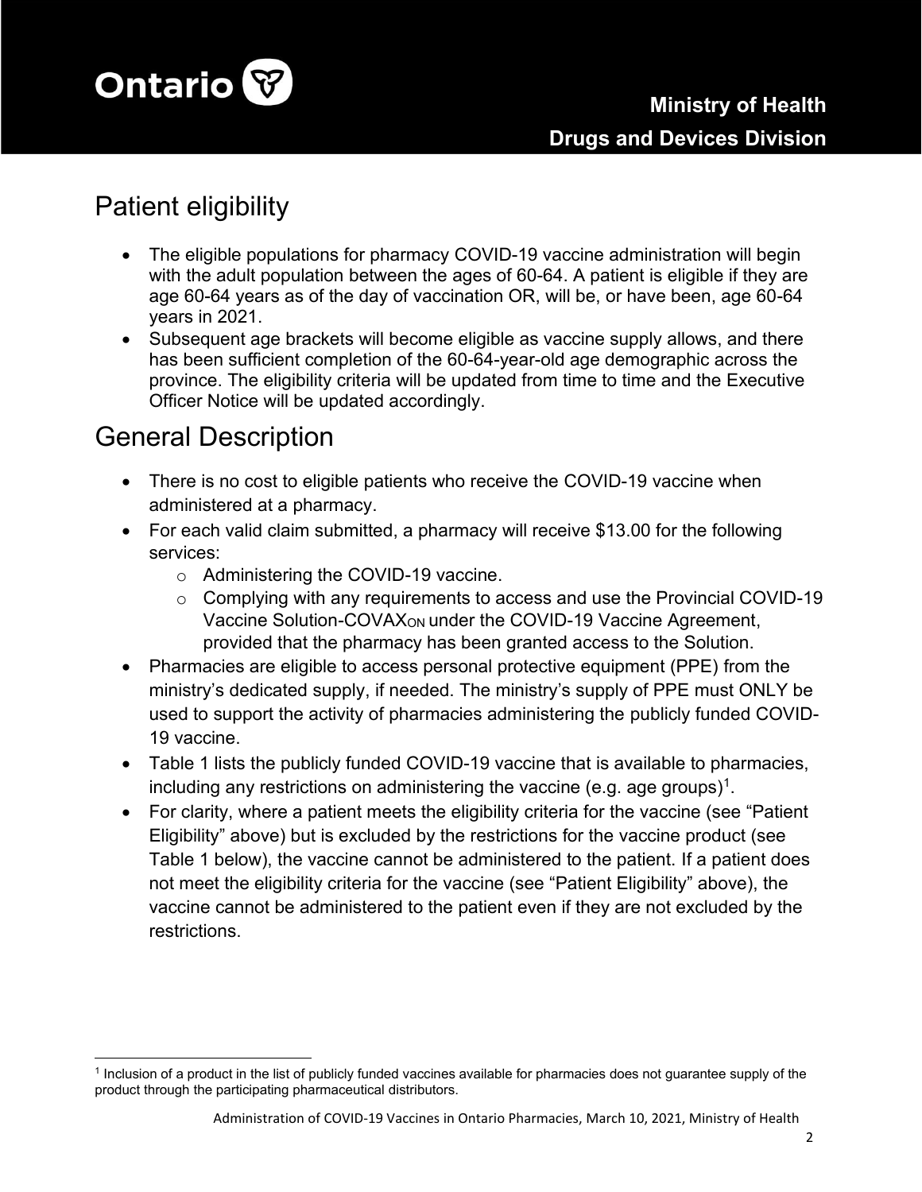## Patient eligibility

- The eligible populations for pharmacy COVID-19 vaccine administration will begin with the adult population between the ages of 60-64. A patient is eligible if they are age 60-64 years as of the day of vaccination OR, will be, or have been, age 60-64 years in 2021.
- Subsequent age brackets will become eligible as vaccine supply allows, and there has been sufficient completion of the 60-64-year-old age demographic across the province. The eligibility criteria will be updated from time to time and the Executive Officer Notice will be updated accordingly.

## General Description

- There is no cost to eligible patients who receive the COVID-19 vaccine when administered at a pharmacy.
- For each valid claim submitted, a pharmacy will receive $13.00 for the following services:
    - Administering the COVID-19 vaccine.
    - Complying with any requirements to access and use the Provincial COVID-19 Vaccine Solution-COVAX$_{ON}$ under the COVID-19 Vaccine Agreement, provided that the pharmacy has been granted access to the Solution.
- Pharmacies are eligible to access personal protective equipment (PPE) from the ministry's dedicated supply, if needed. The ministry's supply of PPE must ONLY be used to support the activity of pharmacies administering the publicly funded COVID-19 vaccine.
- Table 1 lists the publicly funded COVID-19 vaccine that is available to pharmacies, including any restrictions on administering the vaccine (e.g. age groups)[1].
- For clarity, where a patient meets the eligibility criteria for the vaccine (see "Patient Eligibility" above) but is excluded by the restrictions for the vaccine product (see Table 1 below), the vaccine cannot be administered to the patient. If a patient does not meet the eligibility criteria for the vaccine (see "Patient Eligibility" above), the vaccine cannot be administered to the patient even if they are not excluded by the restrictions.

[1] Inclusion of a product in the list of publicly funded vaccines available for pharmacies does not guarantee supply of the product through the participating pharmaceutical distributors.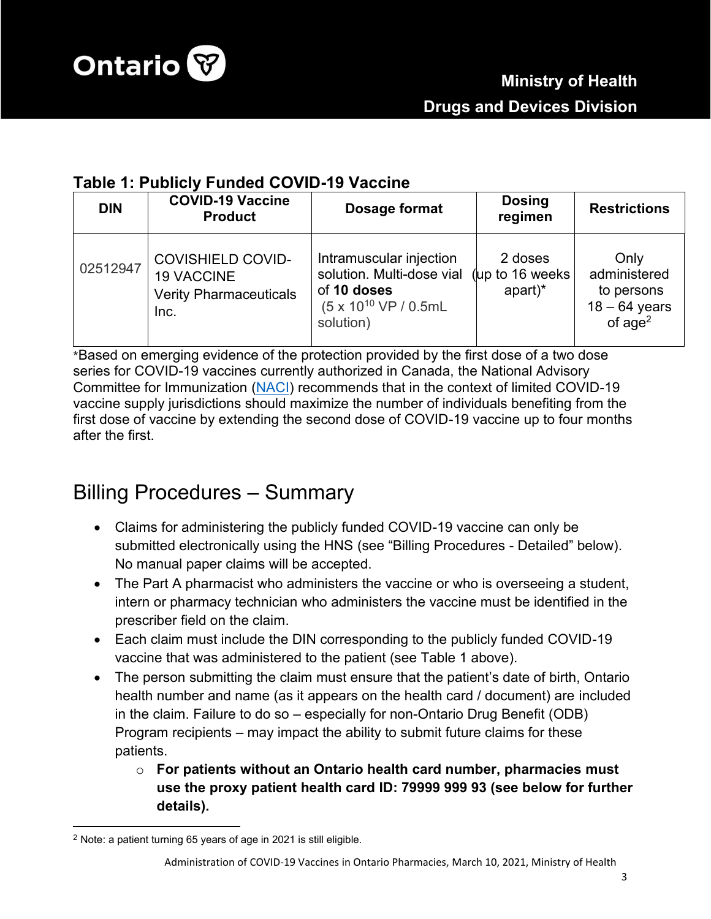### Table 1: Publicly Funded COVID-19 Vaccine

| DIN | COVID-19 Vaccine Product | Dosage format | Dosing regimen | Restrictions |
|---|---|---|---|---|
| 02512947 | COVISHIELD COVID-19 VACCINE Verity Pharmaceuticals Inc. | Intramuscular injection solution. Multi-dose vial of **10 doses** ($5 \times 10^{10}$ VP / 0.5mL solution) | 2 doses (up to 16 weeks apart)* | Only administered to persons 18 – 64 years of age[2] |

*Based on emerging evidence of the protection provided by the first dose of a two dose series for COVID-19 vaccines currently authorized in Canada, the National Advisory Committee for Immunization (NACI) recommends that in the context of limited COVID-19 vaccine supply jurisdictions should maximize the number of individuals benefiting from the first dose of vaccine by extending the second dose of COVID-19 vaccine up to four months after the first.

# Billing Procedures – Summary

- Claims for administering the publicly funded COVID-19 vaccine can only be submitted electronically using the HNS (see "Billing Procedures - Detailed" below). No manual paper claims will be accepted.
- The Part A pharmacist who administers the vaccine or who is overseeing a student, intern or pharmacy technician who administers the vaccine must be identified in the prescriber field on the claim.
- Each claim must include the DIN corresponding to the publicly funded COVID-19 vaccine that was administered to the patient (see Table 1 above).
- The person submitting the claim must ensure that the patient's date of birth, Ontario health number and name (as it appears on the health card / document) are included in the claim. Failure to do so – especially for non-Ontario Drug Benefit (ODB) Program recipients – may impact the ability to submit future claims for these patients.
  - **For patients without an Ontario health card number, pharmacies must use the proxy patient health card ID: 79999 999 93 (see below for further details).**

[2] Note: a patient turning 65 years of age in 2021 is still eligible.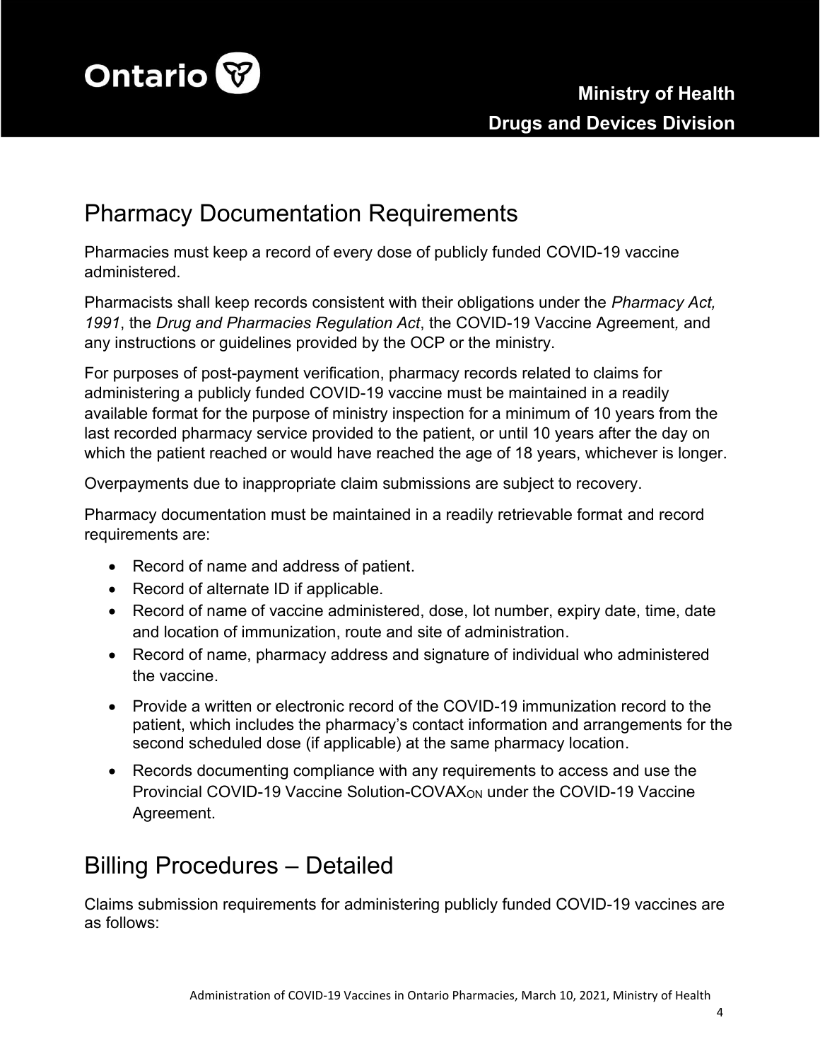## Pharmacy Documentation Requirements

Pharmacies must keep a record of every dose of publicly funded COVID-19 vaccine administered.

Pharmacists shall keep records consistent with their obligations under the *Pharmacy Act, 1991*, the *Drug and Pharmacies Regulation Act*, the COVID-19 Vaccine Agreement*,* and any instructions or guidelines provided by the OCP or the ministry.

For purposes of post-payment verification, pharmacy records related to claims for administering a publicly funded COVID-19 vaccine must be maintained in a readily available format for the purpose of ministry inspection for a minimum of 10 years from the last recorded pharmacy service provided to the patient, or until 10 years after the day on which the patient reached or would have reached the age of 18 years, whichever is longer.

Overpayments due to inappropriate claim submissions are subject to recovery.

Pharmacy documentation must be maintained in a readily retrievable format and record requirements are:

- Record of name and address of patient.
- Record of alternate ID if applicable.
- Record of name of vaccine administered, dose, lot number, expiry date, time, date and location of immunization, route and site of administration.
- Record of name, pharmacy address and signature of individual who administered the vaccine.
- Provide a written or electronic record of the COVID-19 immunization record to the patient, which includes the pharmacy's contact information and arrangements for the second scheduled dose (if applicable) at the same pharmacy location.
- Records documenting compliance with any requirements to access and use the Provincial COVID-19 Vaccine Solution-COVAX$_{ON}$ under the COVID-19 Vaccine Agreement.

## Billing Procedures – Detailed

Claims submission requirements for administering publicly funded COVID-19 vaccines are as follows: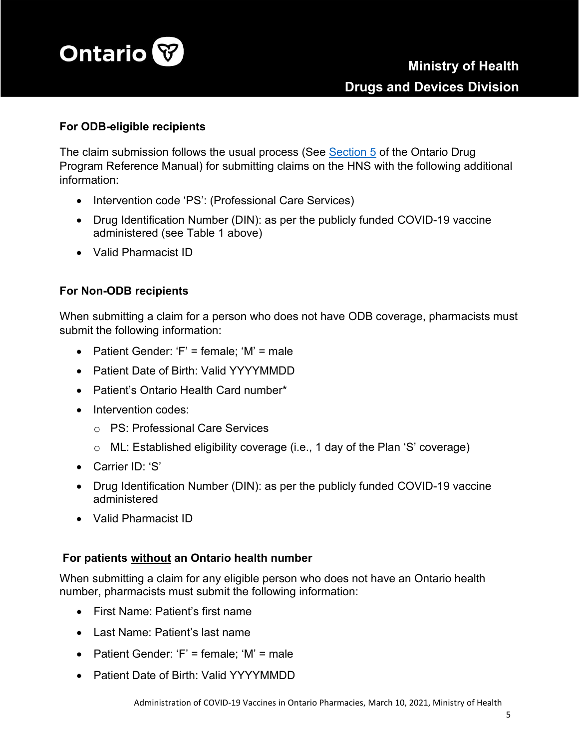**For ODB-eligible recipients**

The claim submission follows the usual process (See [Section 5](#) of the Ontario Drug Program Reference Manual) for submitting claims on the HNS with the following additional information:

- Intervention code 'PS': (Professional Care Services)
- Drug Identification Number (DIN): as per the publicly funded COVID-19 vaccine administered (see Table 1 above)
- Valid Pharmacist ID

**For Non-ODB recipients**

When submitting a claim for a person who does not have ODB coverage, pharmacists must submit the following information:

- Patient Gender: 'F' = female; 'M' = male
- Patient Date of Birth: Valid YYYYMMDD
- Patient's Ontario Health Card number*
- Intervention codes:
  - PS: Professional Care Services
  - ML: Established eligibility coverage (i.e., 1 day of the Plan 'S' coverage)
- Carrier ID: 'S'
- Drug Identification Number (DIN): as per the publicly funded COVID-19 vaccine administered
- Valid Pharmacist ID

**For patients <u>without</u> an Ontario health number**

When submitting a claim for any eligible person who does not have an Ontario health number, pharmacists must submit the following information:

- First Name: Patient's first name
- Last Name: Patient's last name
- Patient Gender: 'F' = female; 'M' = male
- Patient Date of Birth: Valid YYYYMMDD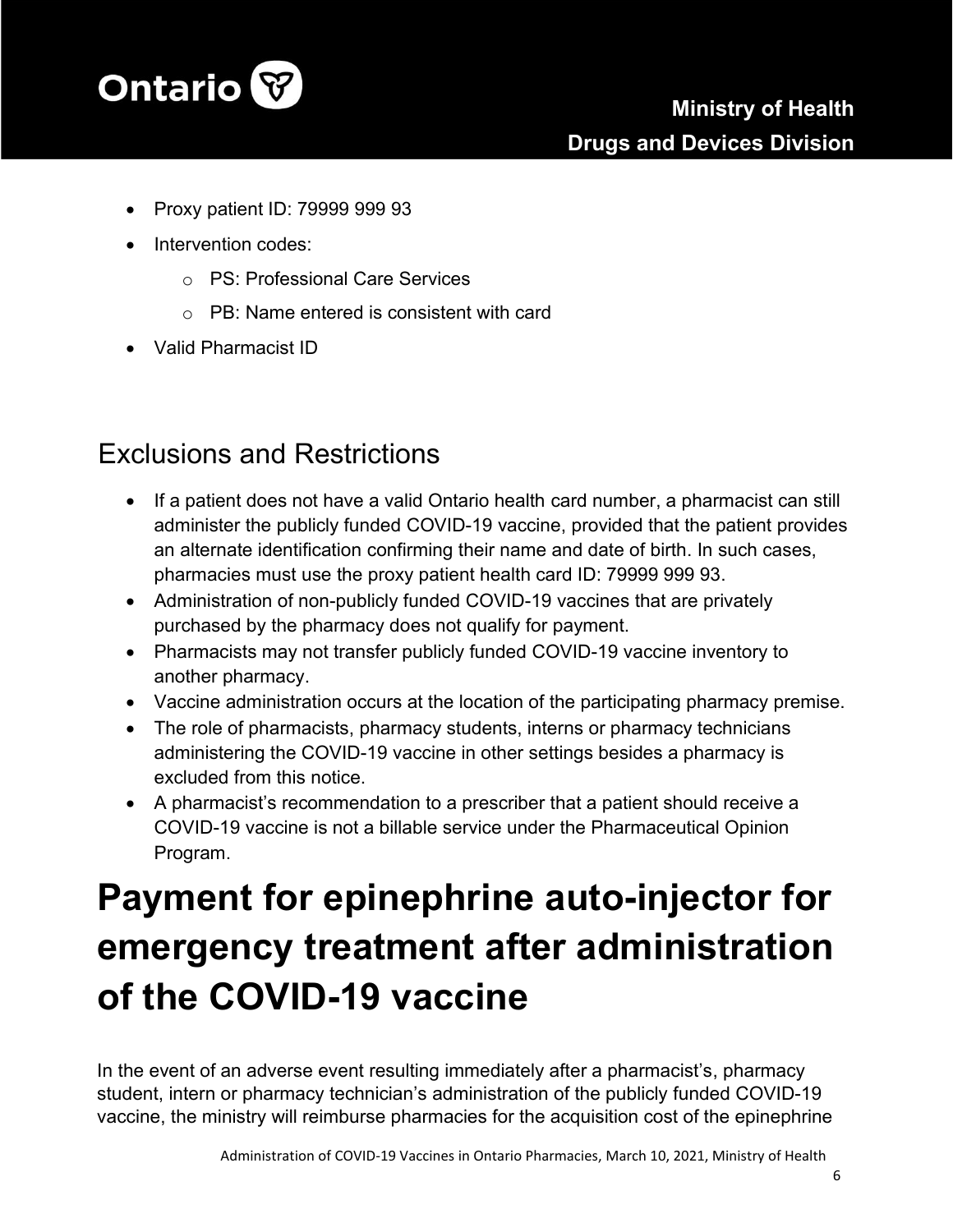- Proxy patient ID: 79999 999 93
- Intervention codes:
    - PS: Professional Care Services
    - PB: Name entered is consistent with card
- Valid Pharmacist ID

## Exclusions and Restrictions

- If a patient does not have a valid Ontario health card number, a pharmacist can still administer the publicly funded COVID-19 vaccine, provided that the patient provides an alternate identification confirming their name and date of birth. In such cases, pharmacies must use the proxy patient health card ID: 79999 999 93.
- Administration of non-publicly funded COVID-19 vaccines that are privately purchased by the pharmacy does not qualify for payment.
- Pharmacists may not transfer publicly funded COVID-19 vaccine inventory to another pharmacy.
- Vaccine administration occurs at the location of the participating pharmacy premise.
- The role of pharmacists, pharmacy students, interns or pharmacy technicians administering the COVID-19 vaccine in other settings besides a pharmacy is excluded from this notice.
- A pharmacist's recommendation to a prescriber that a patient should receive a COVID-19 vaccine is not a billable service under the Pharmaceutical Opinion Program.

# Payment for epinephrine auto-injector for emergency treatment after administration of the COVID-19 vaccine

In the event of an adverse event resulting immediately after a pharmacist's, pharmacy student, intern or pharmacy technician's administration of the publicly funded COVID-19 vaccine, the ministry will reimburse pharmacies for the acquisition cost of the epinephrine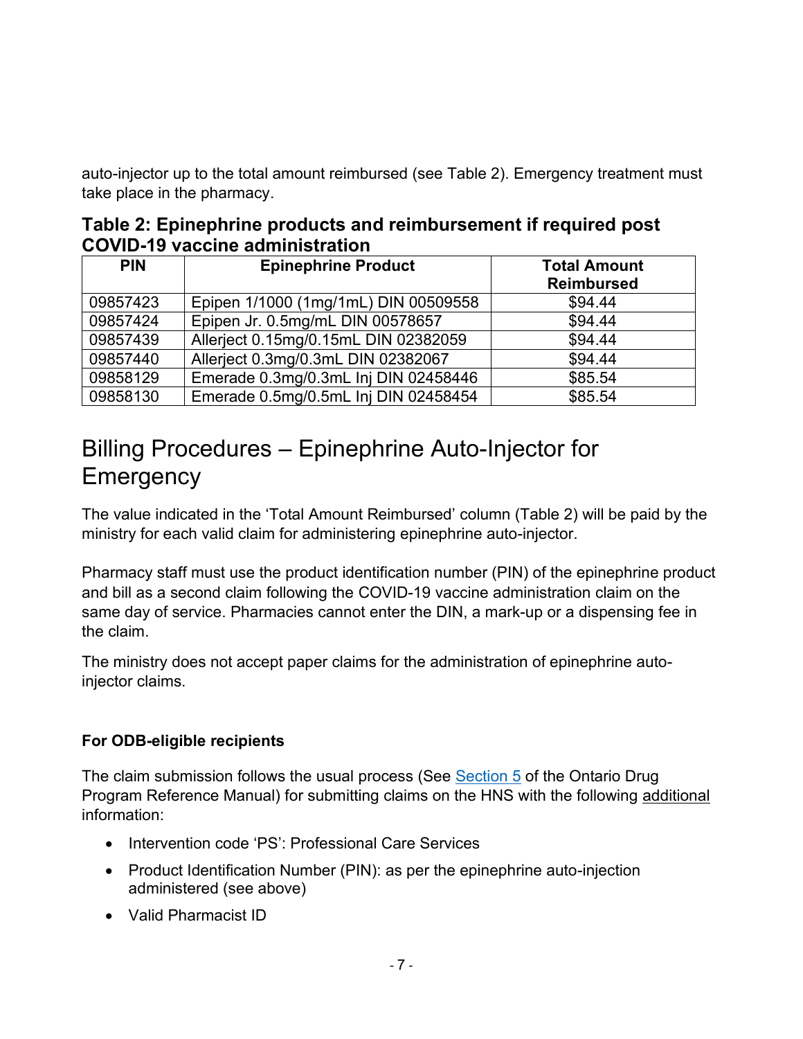auto-injector up to the total amount reimbursed (see Table 2). Emergency treatment must take place in the pharmacy.

**Table 2: Epinephrine products and reimbursement if required post COVID-19 vaccine administration**

| PIN | Epinephrine Product | Total Amount Reimbursed |
|---|---|---|
| 09857423 | Epipen 1/1000 (1mg/1mL) DIN 00509558 | $94.44 |
| 09857424 | Epipen Jr. 0.5mg/mL DIN 00578657 | $94.44 |
| 09857439 | Allerject 0.15mg/0.15mL DIN 02382059 | $94.44 |
| 09857440 | Allerject 0.3mg/0.3mL DIN 02382067 | $94.44 |
| 09858129 | Emerade 0.3mg/0.3mL Inj DIN 02458446 | $85.54 |
| 09858130 | Emerade 0.5mg/0.5mL Inj DIN 02458454 | $85.54 |

# Billing Procedures – Epinephrine Auto-Injector for Emergency

The value indicated in the 'Total Amount Reimbursed' column (Table 2) will be paid by the ministry for each valid claim for administering epinephrine auto-injector.

Pharmacy staff must use the product identification number (PIN) of the epinephrine product and bill as a second claim following the COVID-19 vaccine administration claim on the same day of service. Pharmacies cannot enter the DIN, a mark-up or a dispensing fee in the claim.

The ministry does not accept paper claims for the administration of epinephrine auto-injector claims.

**For ODB-eligible recipients**

The claim submission follows the usual process (See Section 5 of the Ontario Drug Program Reference Manual) for submitting claims on the HNS with the following additional information:

- Intervention code 'PS': Professional Care Services
- Product Identification Number (PIN): as per the epinephrine auto-injection administered (see above)
- Valid Pharmacist ID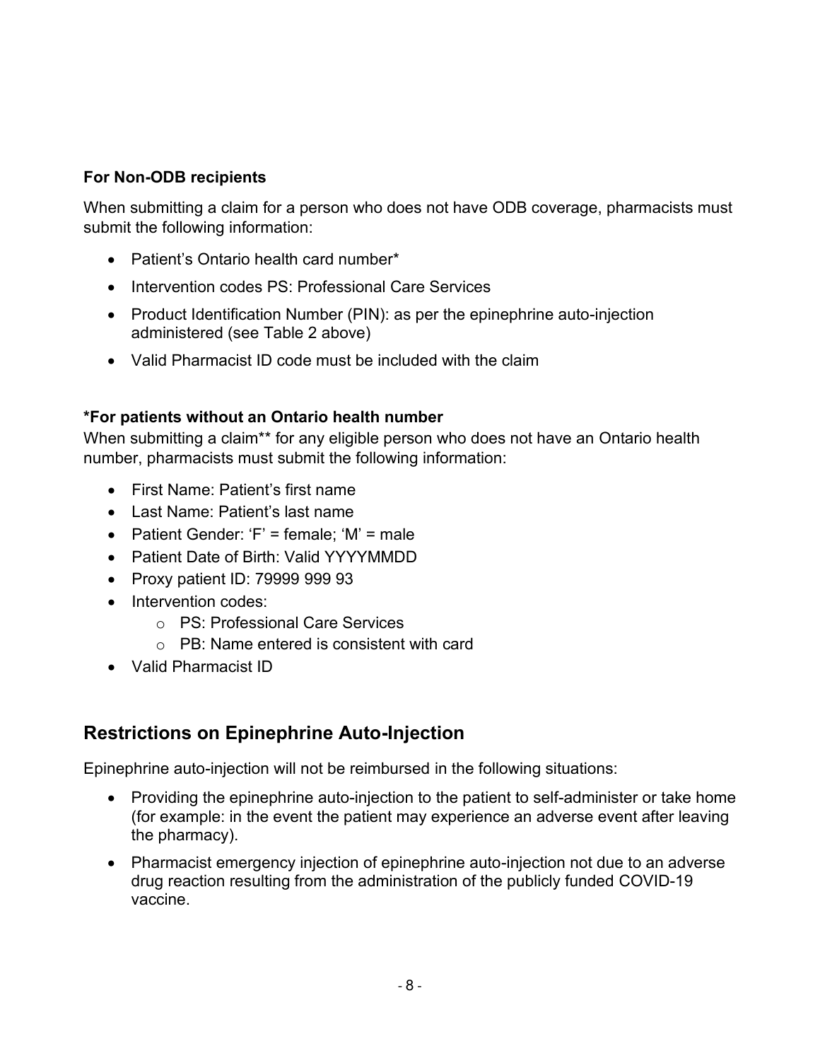### For Non-ODB recipients

When submitting a claim for a person who does not have ODB coverage, pharmacists must submit the following information:

- Patient's Ontario health card number*
- Intervention codes PS: Professional Care Services
- Product Identification Number (PIN): as per the epinephrine auto-injection administered (see Table 2 above)
- Valid Pharmacist ID code must be included with the claim

### *For patients without an Ontario health number

When submitting a claim** for any eligible person who does not have an Ontario health number, pharmacists must submit the following information:

- First Name: Patient's first name
- Last Name: Patient's last name
- Patient Gender: 'F' = female; 'M' = male
- Patient Date of Birth: Valid YYYYMMDD
- Proxy patient ID: 79999 999 93
- Intervention codes:
  - PS: Professional Care Services
  - PB: Name entered is consistent with card
- Valid Pharmacist ID

## Restrictions on Epinephrine Auto-Injection

Epinephrine auto-injection will not be reimbursed in the following situations:

- Providing the epinephrine auto-injection to the patient to self-administer or take home (for example: in the event the patient may experience an adverse event after leaving the pharmacy).
- Pharmacist emergency injection of epinephrine auto-injection not due to an adverse drug reaction resulting from the administration of the publicly funded COVID-19 vaccine.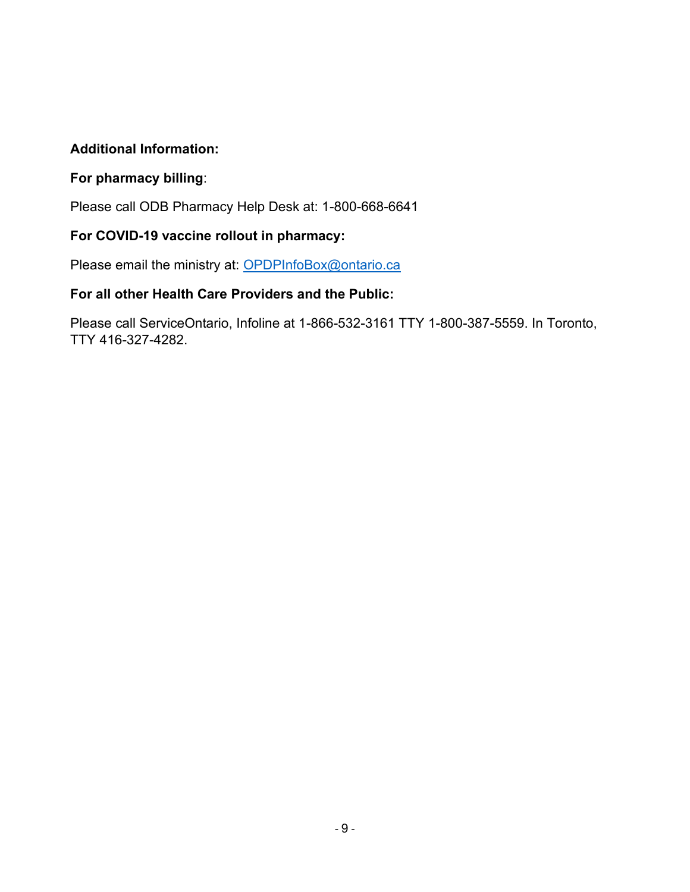**Additional Information:**

**For pharmacy billing**:

Please call ODB Pharmacy Help Desk at: 1-800-668-6641

**For COVID-19 vaccine rollout in pharmacy:**

Please email the ministry at: [OPDPInfoBox@ontario.ca](mailto:OPDPInfoBox@ontario.ca)

**For all other Health Care Providers and the Public:**

Please call ServiceOntario, Infoline at 1-866-532-3161 TTY 1-800-387-5559. In Toronto, TTY 416-327-4282.